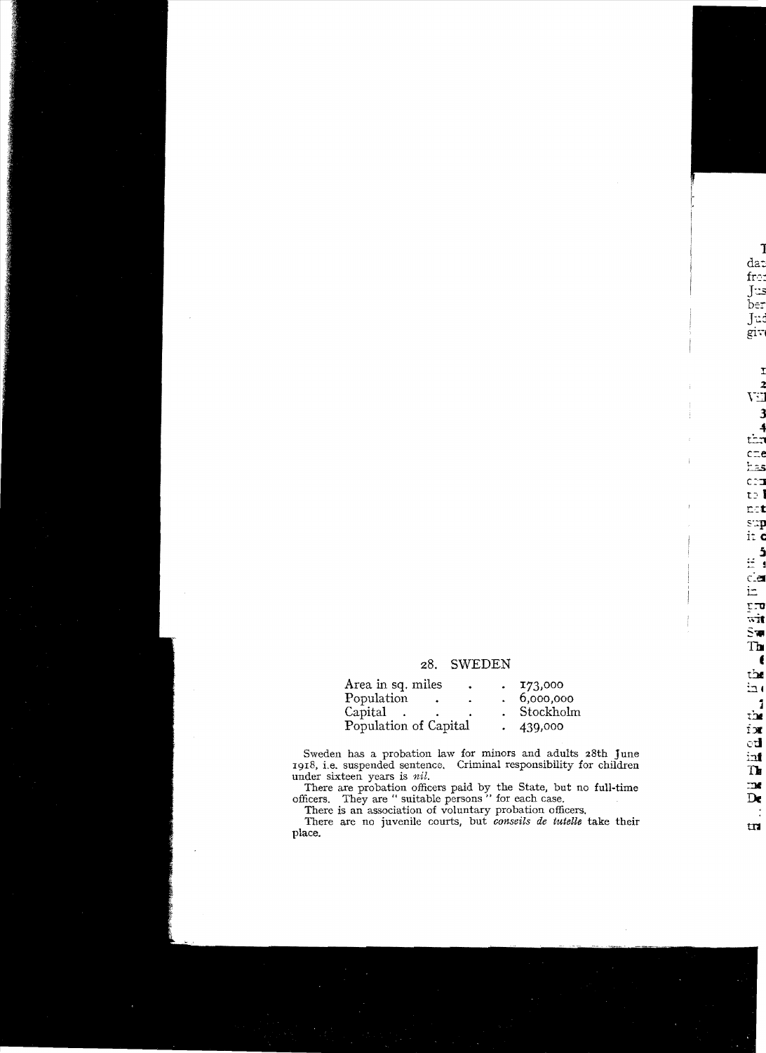## 28. SWEDEN

| | |
|---|---|
| Area in sq. miles | 173,000 |
| Population | 6,000,000 |
| Capital | Stockholm |
| Population of Capital | 439,000 |

Sweden has a probation law for minors and adults 28th June 1918, i.e. suspended sentence. Criminal responsibility for children under sixteen years is *nil*.

There are probation officers paid by the State, but no full-time officers. They are "suitable persons" for each case.

There is an association of voluntary probation officers.

There are no juvenile courts, but *conseils de tutelle* take their place.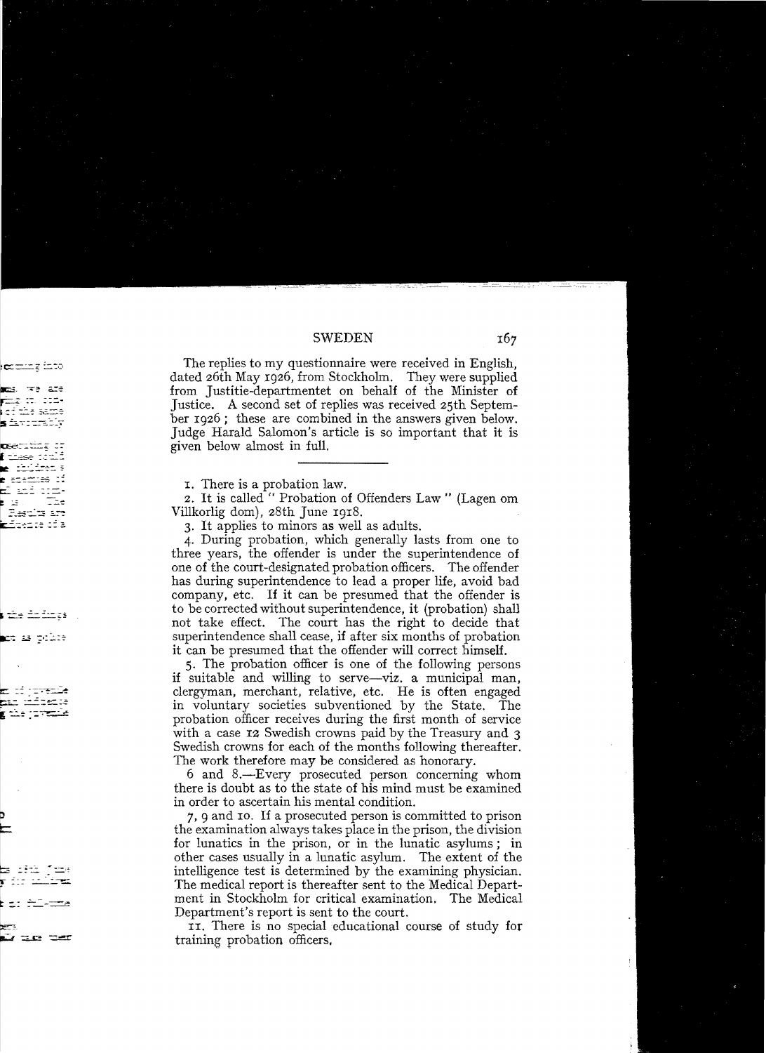## SWEDEN

The replies to my questionnaire were received in English, dated 26th May 1926, from Stockholm. They were supplied from Justitie-departmentet on behalf of the Minister of Justice. A second set of replies was received 25th September 1926; these are combined in the answers given below. Judge Harald Salomon's article is so important that it is given below almost in full.

---

1. There is a probation law.

2. It is called "Probation of Offenders Law" (Lagen om Villkorlig dom), 28th June 1918.

3. It applies to minors as well as adults.

4. During probation, which generally lasts from one to three years, the offender is under the superintendence of one of the court-designated probation officers. The offender has during superintendence to lead a proper life, avoid bad company, etc. If it can be presumed that the offender is to be corrected without superintendence, it (probation) shall not take effect. The court has the right to decide that superintendence shall cease, if after six months of probation it can be presumed that the offender will correct himself.

5. The probation officer is one of the following persons if suitable and willing to serve—viz. a municipal man, clergyman, merchant, relative, etc. He is often engaged in voluntary societies subventioned by the State. The probation officer receives during the first month of service with a case 12 Swedish crowns paid by the Treasury and 3 Swedish crowns for each of the months following thereafter. The work therefore may be considered as honorary.

6 and 8.—Every prosecuted person concerning whom there is doubt as to the state of his mind must be examined in order to ascertain his mental condition.

7, 9 and 10. If a prosecuted person is committed to prison the examination always takes place in the prison, the division for lunatics in the prison, or in the lunatic asylums; in other cases usually in a lunatic asylum. The extent of the intelligence test is determined by the examining physician. The medical report is thereafter sent to the Medical Department in Stockholm for critical examination. The Medical Department's report is sent to the court.

11. There is no special educational course of study for training probation officers.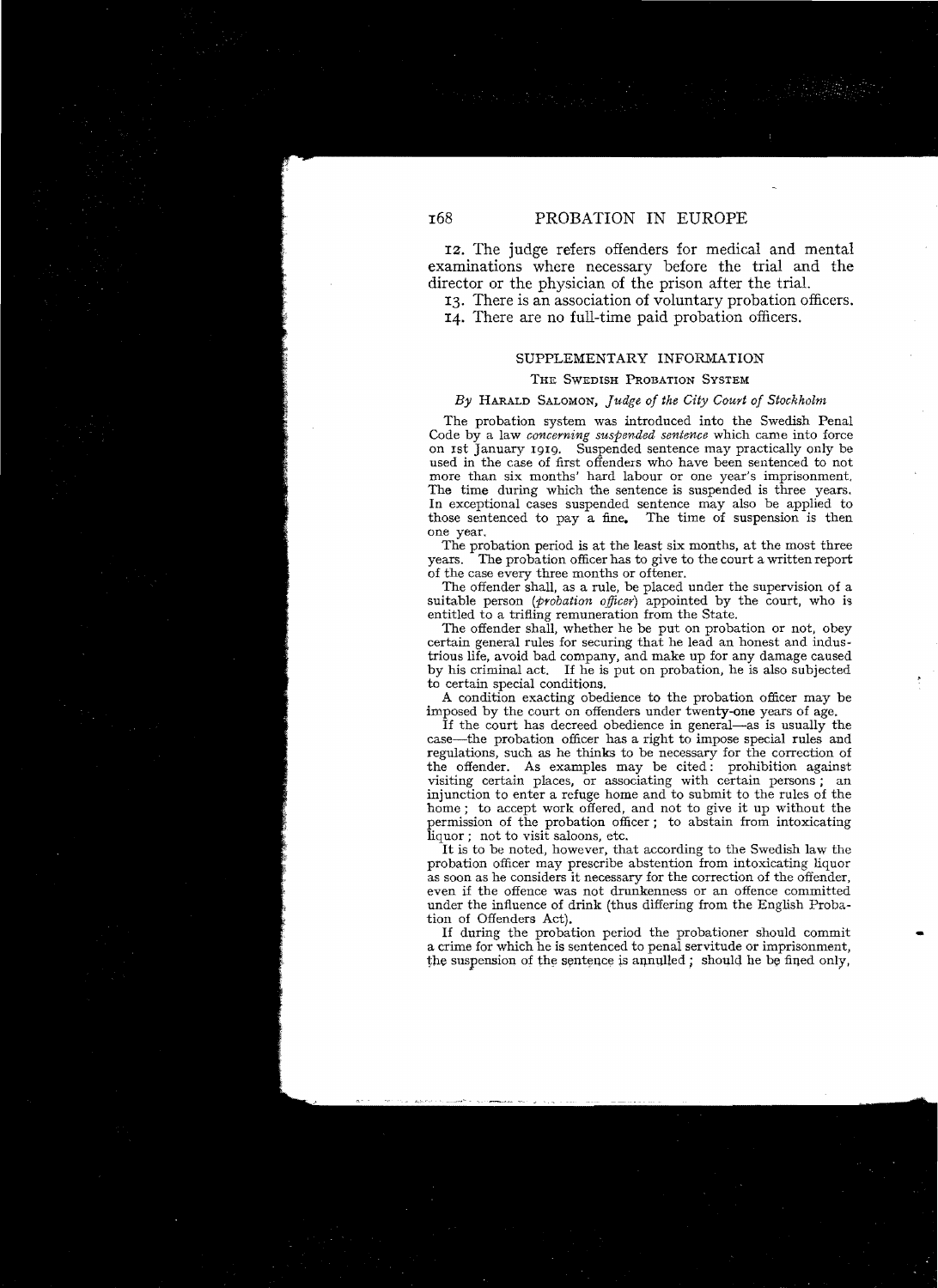12. The judge refers offenders for medical and mental examinations where necessary before the trial and the director or the physician of the prison after the trial.

13. There is an association of voluntary probation officers.

14. There are no full-time paid probation officers.

## SUPPLEMENTARY INFORMATION

### THE SWEDISH PROBATION SYSTEM

*By* HARALD SALOMON, *Judge of the City Court of Stockholm*

The probation system was introduced into the Swedish Penal Code by a law *concerning suspended sentence* which came into force on 1st January 1919. Suspended sentence may practically only be used in the case of first offenders who have been sentenced to not more than six months' hard labour or one year's imprisonment. The time during which the sentence is suspended is three years. In exceptional cases suspended sentence may also be applied to those sentenced to pay a fine. The time of suspension is then one year.

The probation period is at the least six months, at the most three years. The probation officer has to give to the court a written report of the case every three months or oftener.

The offender shall, as a rule, be placed under the supervision of a suitable person (*probation officer*) appointed by the court, who is entitled to a trifling remuneration from the State.

The offender shall, whether he be put on probation or not, obey certain general rules for securing that he lead an honest and industrious life, avoid bad company, and make up for any damage caused by his criminal act. If he is put on probation, he is also subjected to certain special conditions.

A condition exacting obedience to the probation officer may be imposed by the court on offenders under twenty-one years of age.

If the court has decreed obedience in general—as is usually the case—the probation officer has a right to impose special rules and regulations, such as he thinks to be necessary for the correction of the offender. As examples may be cited: prohibition against visiting certain places, or associating with certain persons; an injunction to enter a refuge home and to submit to the rules of the home; to accept work offered, and not to give it up without the permission of the probation officer; to abstain from intoxicating liquor; not to visit saloons, etc.

It is to be noted, however, that according to the Swedish law the probation officer may prescribe abstention from intoxicating liquor as soon as he considers it necessary for the correction of the offender, even if the offence was not drunkenness or an offence committed under the influence of drink (thus differing from the English Probation of Offenders Act).

If during the probation period the probationer should commit a crime for which he is sentenced to penal servitude or imprisonment, the suspension of the sentence is annulled; should he be fined only,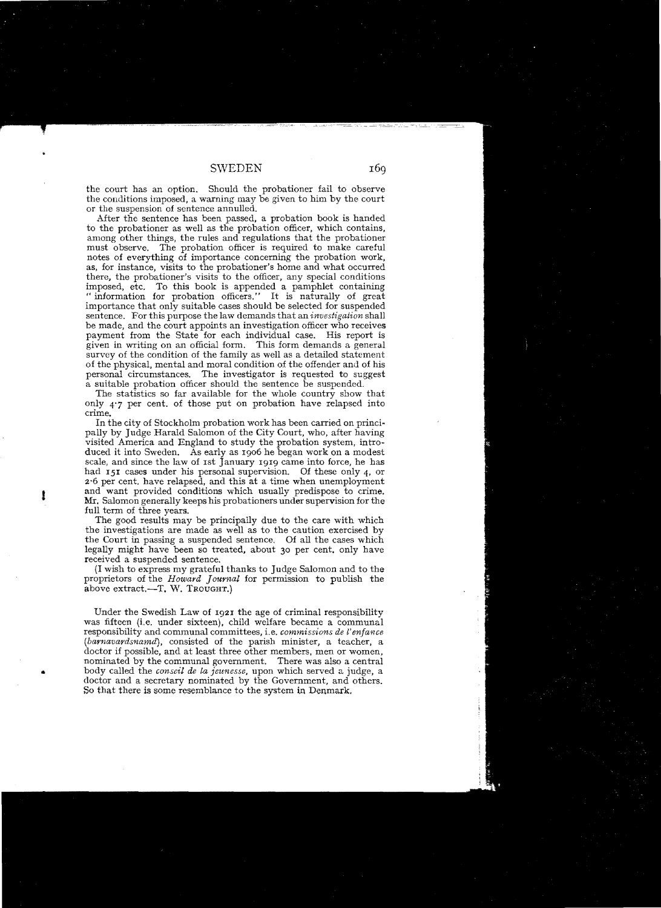the court has an option. Should the probationer fail to observe the conditions imposed, a warning may be given to him by the court or the suspension of sentence annulled.

After the sentence has been passed, a probation book is handed to the probationer as well as the probation officer, which contains, among other things, the rules and regulations that the probationer must observe. The probation officer is required to make careful notes of everything of importance concerning the probation work, as, for instance, visits to the probationer's home and what occurred there, the probationer's visits to the officer, any special conditions imposed, etc. To this book is appended a pamphlet containing "information for probation officers." It is naturally of great importance that only suitable cases should be selected for suspended sentence. For this purpose the law demands that an *investigation* shall be made, and the court appoints an investigation officer who receives payment from the State for each individual case. His report is given in writing on an official form. This form demands a general survey of the condition of the family as well as a detailed statement of the physical, mental and moral condition of the offender and of his personal circumstances. The investigator is requested to suggest a suitable probation officer should the sentence be suspended.

The statistics so far available for the whole country show that only 4·7 per cent. of those put on probation have relapsed into crime.

In the city of Stockholm probation work has been carried on principally by Judge Harald Salomon of the City Court, who, after having visited America and England to study the probation system, introduced it into Sweden. As early as 1906 he began work on a modest scale, and since the law of 1st January 1919 came into force, he has had 151 cases under his personal supervision. Of these only 4, or 2·6 per cent. have relapsed, and this at a time when unemployment and want provided conditions which usually predispose to crime. Mr. Salomon generally keeps his probationers under supervision for the full term of three years.

The good results may be principally due to the care with which the investigations are made as well as to the caution exercised by the Court in passing a suspended sentence. Of all the cases which legally might have been so treated, about 30 per cent. only have received a suspended sentence.

(I wish to express my grateful thanks to Judge Salomon and to the proprietors of the *Howard Journal* for permission to publish the above extract.—T. W. TROUGHT.)

Under the Swedish Law of 1921 the age of criminal responsibility was fifteen (i.e. under sixteen), child welfare became a communal responsibility and communal committees, i.e. *commissions de l'enfance* (*barnavardsnamd*), consisted of the parish minister, a teacher, a doctor if possible, and at least three other members, men or women, nominated by the communal government. There was also a central body called the *conseil de la jeunesse*, upon which served a judge, a doctor and a secretary nominated by the Government, and others. So that there is some resemblance to the system in Denmark.